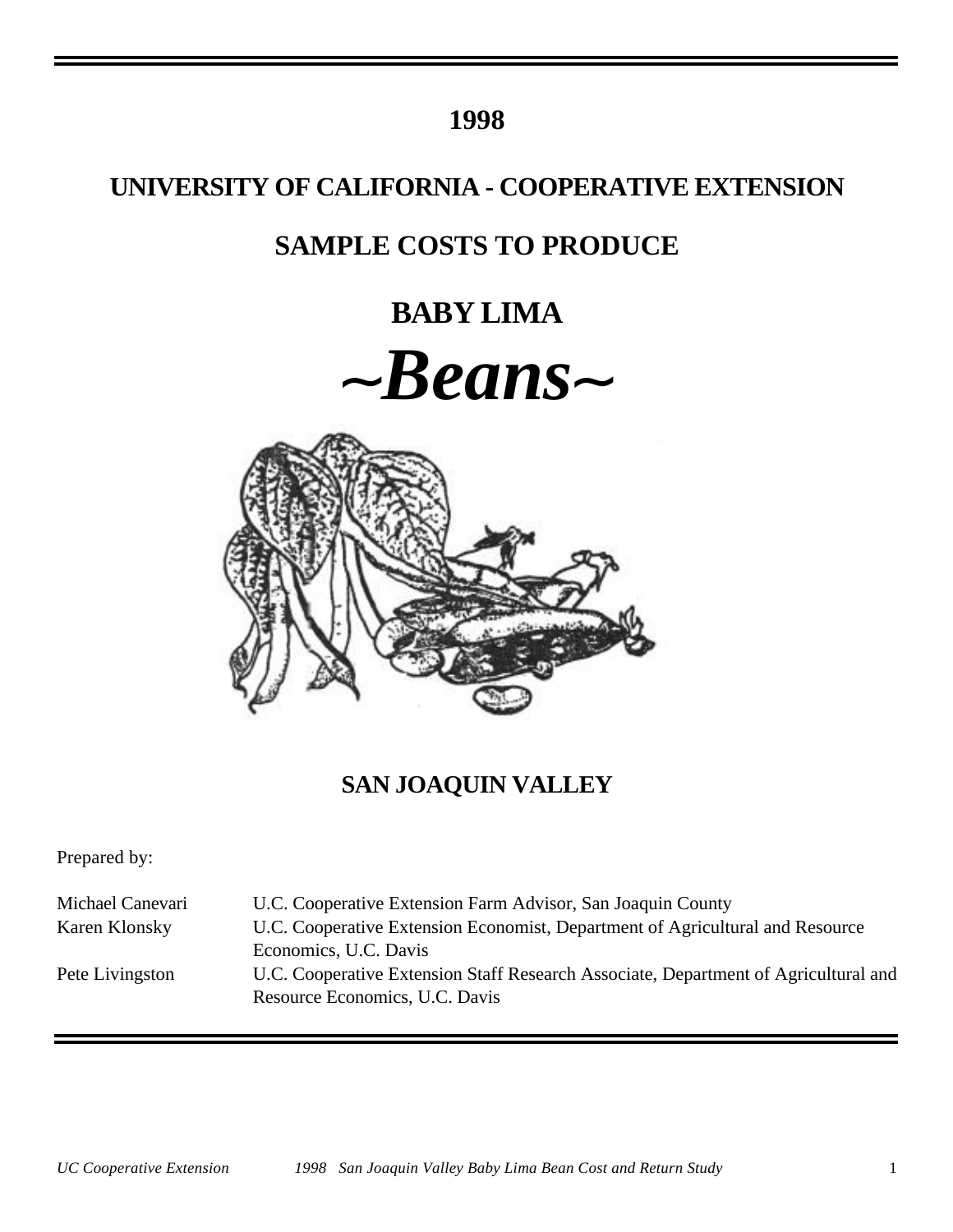# 1998

# UNIVERSITY OF CALIFORNIA - COOPERATIVE EXTENSION

# SAMPLE COSTS TO PRODUCE

# BABY LIMA

# *~Beans~*

## SAN JOAQUIN VALLEY

Prepared by:

| | |
|---|---|
| Michael Canevari | U.C. Cooperative Extension Farm Advisor, San Joaquin County |
| Karen Klonsky | U.C. Cooperative Extension Economist, Department of Agricultural and Resource Economics, U.C. Davis |
| Pete Livingston | U.C. Cooperative Extension Staff Research Associate, Department of Agricultural and Resource Economics, U.C. Davis |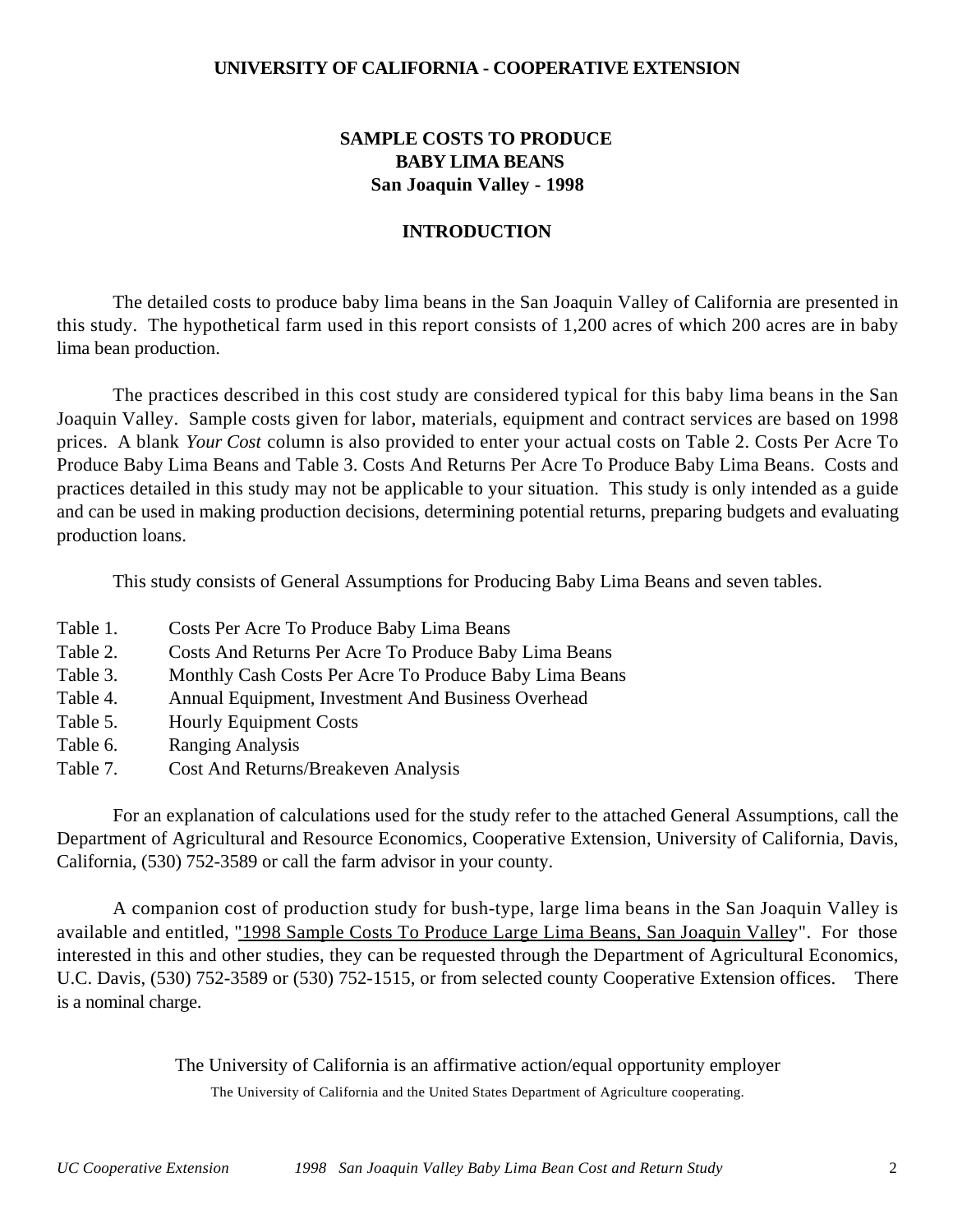**UNIVERSITY OF CALIFORNIA - COOPERATIVE EXTENSION**

# SAMPLE COSTS TO PRODUCE BABY LIMA BEANS San Joaquin Valley - 1998

## INTRODUCTION

The detailed costs to produce baby lima beans in the San Joaquin Valley of California are presented in this study. The hypothetical farm used in this report consists of 1,200 acres of which 200 acres are in baby lima bean production.

The practices described in this cost study are considered typical for this baby lima beans in the San Joaquin Valley. Sample costs given for labor, materials, equipment and contract services are based on 1998 prices. A blank *Your Cost* column is also provided to enter your actual costs on Table 2. Costs Per Acre To Produce Baby Lima Beans and Table 3. Costs And Returns Per Acre To Produce Baby Lima Beans. Costs and practices detailed in this study may not be applicable to your situation. This study is only intended as a guide and can be used in making production decisions, determining potential returns, preparing budgets and evaluating production loans.

This study consists of General Assumptions for Producing Baby Lima Beans and seven tables.

- Table 1. Costs Per Acre To Produce Baby Lima Beans
- Table 2. Costs And Returns Per Acre To Produce Baby Lima Beans
- Table 3. Monthly Cash Costs Per Acre To Produce Baby Lima Beans
- Table 4. Annual Equipment, Investment And Business Overhead
- Table 5. Hourly Equipment Costs
- Table 6. Ranging Analysis
- Table 7. Cost And Returns/Breakeven Analysis

For an explanation of calculations used for the study refer to the attached General Assumptions, call the Department of Agricultural and Resource Economics, Cooperative Extension, University of California, Davis, California, (530) 752-3589 or call the farm advisor in your county.

A companion cost of production study for bush-type, large lima beans in the San Joaquin Valley is available and entitled, "1998 Sample Costs To Produce Large Lima Beans, San Joaquin Valley". For those interested in this and other studies, they can be requested through the Department of Agricultural Economics, U.C. Davis, (530) 752-3589 or (530) 752-1515, or from selected county Cooperative Extension offices. There is a nominal charge.

The University of California is an affirmative action/equal opportunity employer

The University of California and the United States Department of Agriculture cooperating.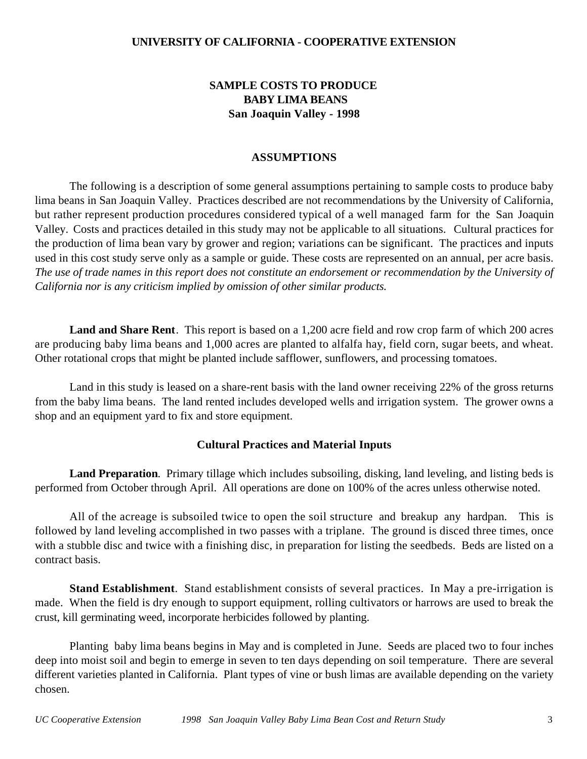**UNIVERSITY OF CALIFORNIA - COOPERATIVE EXTENSION**

# SAMPLE COSTS TO PRODUCE BABY LIMA BEANS San Joaquin Valley - 1998

## ASSUMPTIONS

The following is a description of some general assumptions pertaining to sample costs to produce baby lima beans in San Joaquin Valley. Practices described are not recommendations by the University of California, but rather represent production procedures considered typical of a well managed farm for the San Joaquin Valley. Costs and practices detailed in this study may not be applicable to all situations. Cultural practices for the production of lima bean vary by grower and region; variations can be significant. The practices and inputs used in this cost study serve only as a sample or guide. These costs are represented on an annual, per acre basis. *The use of trade names in this report does not constitute an endorsement or recommendation by the University of California nor is any criticism implied by omission of other similar products.*

**Land and Share Rent**. This report is based on a 1,200 acre field and row crop farm of which 200 acres are producing baby lima beans and 1,000 acres are planted to alfalfa hay, field corn, sugar beets, and wheat. Other rotational crops that might be planted include safflower, sunflowers, and processing tomatoes.

Land in this study is leased on a share-rent basis with the land owner receiving 22% of the gross returns from the baby lima beans. The land rented includes developed wells and irrigation system. The grower owns a shop and an equipment yard to fix and store equipment.

### Cultural Practices and Material Inputs

**Land Preparation***.* Primary tillage which includes subsoiling, disking, land leveling, and listing beds is performed from October through April. All operations are done on 100% of the acres unless otherwise noted.

All of the acreage is subsoiled twice to open the soil structure and breakup any hardpan. This is followed by land leveling accomplished in two passes with a triplane. The ground is disced three times, once with a stubble disc and twice with a finishing disc, in preparation for listing the seedbeds. Beds are listed on a contract basis.

**Stand Establishment**. Stand establishment consists of several practices. In May a pre-irrigation is made. When the field is dry enough to support equipment, rolling cultivators or harrows are used to break the crust, kill germinating weed, incorporate herbicides followed by planting.

Planting baby lima beans begins in May and is completed in June. Seeds are placed two to four inches deep into moist soil and begin to emerge in seven to ten days depending on soil temperature. There are several different varieties planted in California. Plant types of vine or bush limas are available depending on the variety chosen.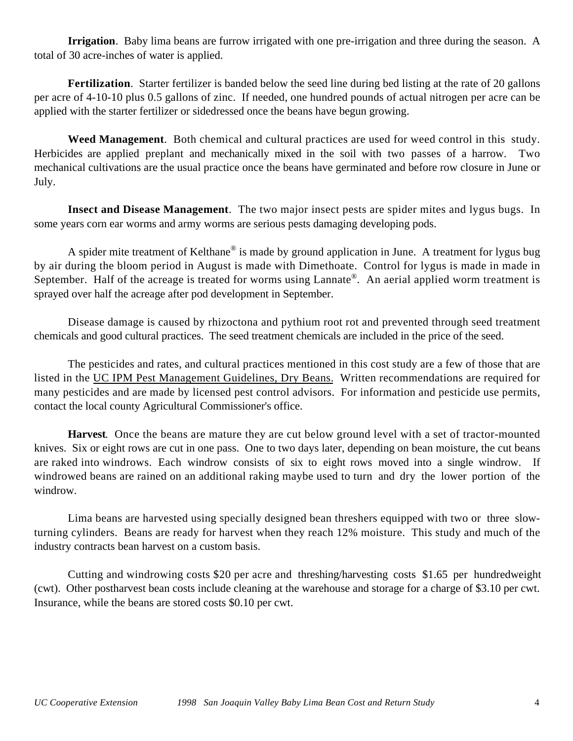**Irrigation**. Baby lima beans are furrow irrigated with one pre-irrigation and three during the season. A total of 30 acre-inches of water is applied.

**Fertilization**. Starter fertilizer is banded below the seed line during bed listing at the rate of 20 gallons per acre of 4-10-10 plus 0.5 gallons of zinc. If needed, one hundred pounds of actual nitrogen per acre can be applied with the starter fertilizer or sidedressed once the beans have begun growing.

**Weed Management**. Both chemical and cultural practices are used for weed control in this study. Herbicides are applied preplant and mechanically mixed in the soil with two passes of a harrow. Two mechanical cultivations are the usual practice once the beans have germinated and before row closure in June or July.

**Insect and Disease Management**. The two major insect pests are spider mites and lygus bugs. In some years corn ear worms and army worms are serious pests damaging developing pods.

A spider mite treatment of Kelthane® is made by ground application in June. A treatment for lygus bug by air during the bloom period in August is made with Dimethoate. Control for lygus is made in made in September. Half of the acreage is treated for worms using Lannate®. An aerial applied worm treatment is sprayed over half the acreage after pod development in September.

Disease damage is caused by rhizoctona and pythium root rot and prevented through seed treatment chemicals and good cultural practices. The seed treatment chemicals are included in the price of the seed.

The pesticides and rates, and cultural practices mentioned in this cost study are a few of those that are listed in the UC IPM Pest Management Guidelines, Dry Beans. Written recommendations are required for many pesticides and are made by licensed pest control advisors. For information and pesticide use permits, contact the local county Agricultural Commissioner's office.

**Harvest**. Once the beans are mature they are cut below ground level with a set of tractor-mounted knives. Six or eight rows are cut in one pass. One to two days later, depending on bean moisture, the cut beans are raked into windrows. Each windrow consists of six to eight rows moved into a single windrow. If windrowed beans are rained on an additional raking maybe used to turn and dry the lower portion of the windrow.

Lima beans are harvested using specially designed bean threshers equipped with two or three slow-turning cylinders. Beans are ready for harvest when they reach 12% moisture. This study and much of the industry contracts bean harvest on a custom basis.

Cutting and windrowing costs $20 per acre and threshing/harvesting costs $1.65 per hundredweight (cwt). Other postharvest bean costs include cleaning at the warehouse and storage for a charge of $3.10 per cwt. Insurance, while the beans are stored costs $0.10 per cwt.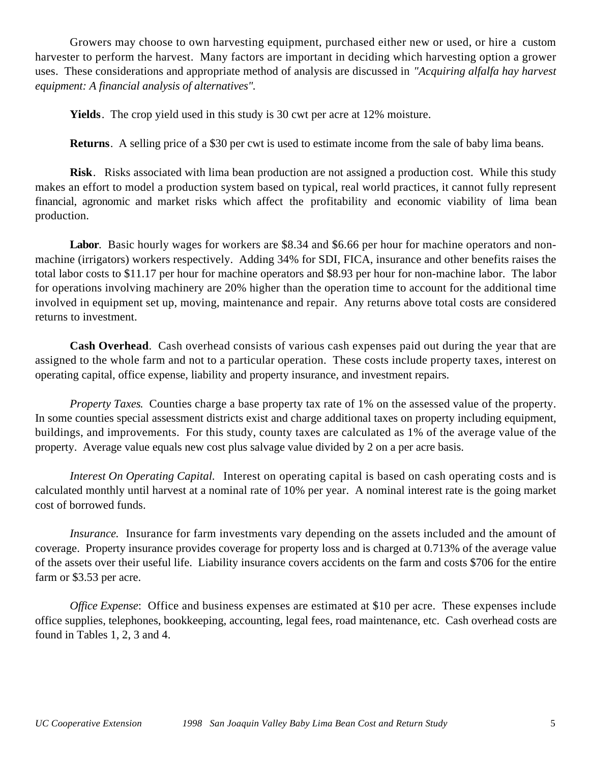Growers may choose to own harvesting equipment, purchased either new or used, or hire a custom harvester to perform the harvest. Many factors are important in deciding which harvesting option a grower uses. These considerations and appropriate method of analysis are discussed in *"Acquiring alfalfa hay harvest equipment: A financial analysis of alternatives".*

**Yields**. The crop yield used in this study is 30 cwt per acre at 12% moisture.

**Returns**. A selling price of a $30 per cwt is used to estimate income from the sale of baby lima beans.

**Risk**. Risks associated with lima bean production are not assigned a production cost. While this study makes an effort to model a production system based on typical, real world practices, it cannot fully represent financial, agronomic and market risks which affect the profitability and economic viability of lima bean production.

**Labor**. Basic hourly wages for workers are $8.34 and $6.66 per hour for machine operators and non-machine (irrigators) workers respectively. Adding 34% for SDI, FICA, insurance and other benefits raises the total labor costs to $11.17 per hour for machine operators and $8.93 per hour for non-machine labor. The labor for operations involving machinery are 20% higher than the operation time to account for the additional time involved in equipment set up, moving, maintenance and repair. Any returns above total costs are considered returns to investment.

**Cash Overhead**. Cash overhead consists of various cash expenses paid out during the year that are assigned to the whole farm and not to a particular operation. These costs include property taxes, interest on operating capital, office expense, liability and property insurance, and investment repairs.

*Property Taxes*. Counties charge a base property tax rate of 1% on the assessed value of the property. In some counties special assessment districts exist and charge additional taxes on property including equipment, buildings, and improvements. For this study, county taxes are calculated as 1% of the average value of the property. Average value equals new cost plus salvage value divided by 2 on a per acre basis.

*Interest On Operating Capital.* Interest on operating capital is based on cash operating costs and is calculated monthly until harvest at a nominal rate of 10% per year. A nominal interest rate is the going market cost of borrowed funds.

*Insurance.* Insurance for farm investments vary depending on the assets included and the amount of coverage. Property insurance provides coverage for property loss and is charged at 0.713% of the average value of the assets over their useful life. Liability insurance covers accidents on the farm and costs $706 for the entire farm or $3.53 per acre.

*Office Expense*: Office and business expenses are estimated at $10 per acre. These expenses include office supplies, telephones, bookkeeping, accounting, legal fees, road maintenance, etc. Cash overhead costs are found in Tables 1, 2, 3 and 4.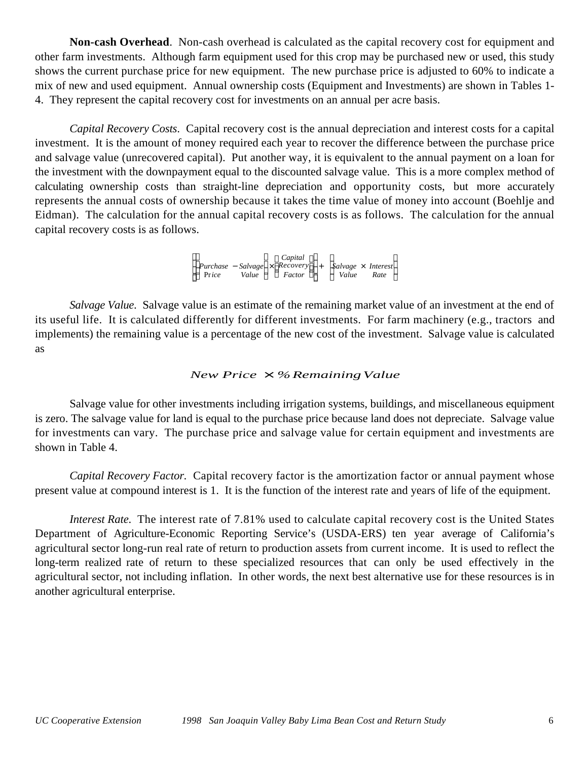**Non-cash Overhead**. Non-cash overhead is calculated as the capital recovery cost for equipment and other farm investments. Although farm equipment used for this crop may be purchased new or used, this study shows the current purchase price for new equipment. The new purchase price is adjusted to 60% to indicate a mix of new and used equipment. Annual ownership costs (Equipment and Investments) are shown in Tables 1-4. They represent the capital recovery cost for investments on an annual per acre basis.

*Capital Recovery Costs*. Capital recovery cost is the annual depreciation and interest costs for a capital investment. It is the amount of money required each year to recover the difference between the purchase price and salvage value (unrecovered capital). Put another way, it is equivalent to the annual payment on a loan for the investment with the downpayment equal to the discounted salvage value. This is a more complex method of calculating ownership costs than straight-line depreciation and opportunity costs, but more accurately represents the annual costs of ownership because it takes the time value of money into account (Boehlje and Eidman). The calculation for the annual capital recovery costs is as follows. The calculation for the annual capital recovery costs is as follows.

$$\left[\left(\begin{matrix}\textit{Purchase} \\ \textit{Price}\end{matrix} - \begin{matrix}\textit{Salvage} \\ \textit{Value}\end{matrix}\right) \times \left(\begin{matrix}\textit{Capital} \\ \textit{Recovery} \\ \textit{Factor}\end{matrix}\right)\right] + \left(\begin{matrix}\textit{Salvage} \\ \textit{Value}\end{matrix} \times \begin{matrix}\textit{Interest} \\ \textit{Rate}\end{matrix}\right)$$

*Salvage Value.* Salvage value is an estimate of the remaining market value of an investment at the end of its useful life. It is calculated differently for different investments. For farm machinery (e.g., tractors and implements) the remaining value is a percentage of the new cost of the investment. Salvage value is calculated as

$$\textit{New Price} \times \%\,\textit{Remaining Value}$$

Salvage value for other investments including irrigation systems, buildings, and miscellaneous equipment is zero. The salvage value for land is equal to the purchase price because land does not depreciate. Salvage value for investments can vary. The purchase price and salvage value for certain equipment and investments are shown in Table 4.

*Capital Recovery Factor.* Capital recovery factor is the amortization factor or annual payment whose present value at compound interest is 1. It is the function of the interest rate and years of life of the equipment.

*Interest Rate.* The interest rate of 7.81% used to calculate capital recovery cost is the United States Department of Agriculture-Economic Reporting Service's (USDA-ERS) ten year average of California's agricultural sector long-run real rate of return to production assets from current income. It is used to reflect the long-term realized rate of return to these specialized resources that can only be used effectively in the agricultural sector, not including inflation. In other words, the next best alternative use for these resources is in another agricultural enterprise.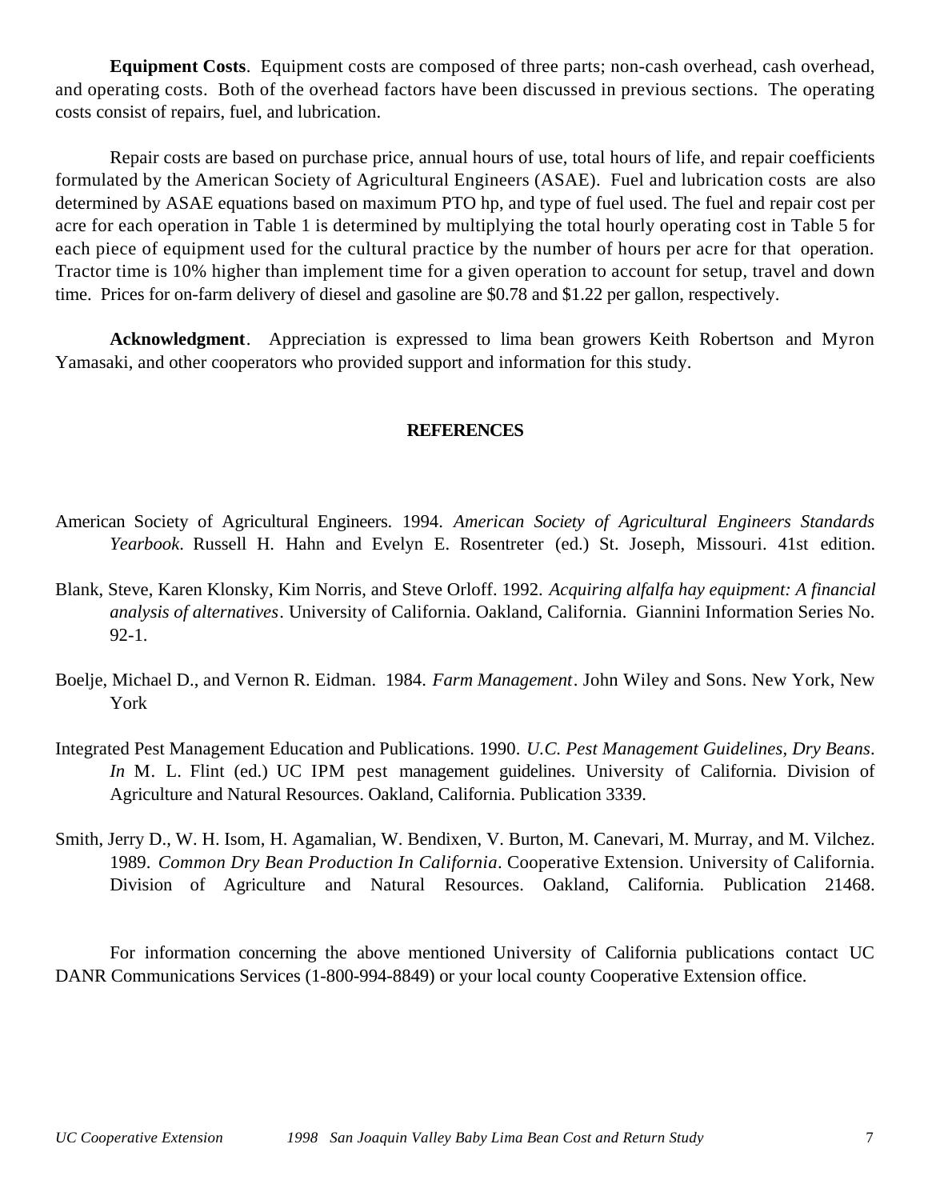**Equipment Costs**. Equipment costs are composed of three parts; non-cash overhead, cash overhead, and operating costs. Both of the overhead factors have been discussed in previous sections. The operating costs consist of repairs, fuel, and lubrication.

Repair costs are based on purchase price, annual hours of use, total hours of life, and repair coefficients formulated by the American Society of Agricultural Engineers (ASAE). Fuel and lubrication costs are also determined by ASAE equations based on maximum PTO hp, and type of fuel used. The fuel and repair cost per acre for each operation in Table 1 is determined by multiplying the total hourly operating cost in Table 5 for each piece of equipment used for the cultural practice by the number of hours per acre for that operation. Tractor time is 10% higher than implement time for a given operation to account for setup, travel and down time. Prices for on-farm delivery of diesel and gasoline are $0.78 and $1.22 per gallon, respectively.

**Acknowledgment**. Appreciation is expressed to lima bean growers Keith Robertson and Myron Yamasaki, and other cooperators who provided support and information for this study.

## REFERENCES

American Society of Agricultural Engineers. 1994. *American Society of Agricultural Engineers Standards Yearbook*. Russell H. Hahn and Evelyn E. Rosentreter (ed.) St. Joseph, Missouri. 41st edition.

Blank, Steve, Karen Klonsky, Kim Norris, and Steve Orloff. 1992. *Acquiring alfalfa hay equipment: A financial analysis of alternatives*. University of California. Oakland, California. Giannini Information Series No. 92-1.

Boelje, Michael D., and Vernon R. Eidman. 1984. *Farm Management*. John Wiley and Sons. New York, New York

Integrated Pest Management Education and Publications. 1990. *U.C. Pest Management Guidelines, Dry Beans*. *In* M. L. Flint (ed.) UC IPM pest management guidelines. University of California. Division of Agriculture and Natural Resources. Oakland, California. Publication 3339.

Smith, Jerry D., W. H. Isom, H. Agamalian, W. Bendixen, V. Burton, M. Canevari, M. Murray, and M. Vilchez. 1989. *Common Dry Bean Production In California*. Cooperative Extension. University of California. Division of Agriculture and Natural Resources. Oakland, California. Publication 21468.

For information concerning the above mentioned University of California publications contact UC DANR Communications Services (1-800-994-8849) or your local county Cooperative Extension office.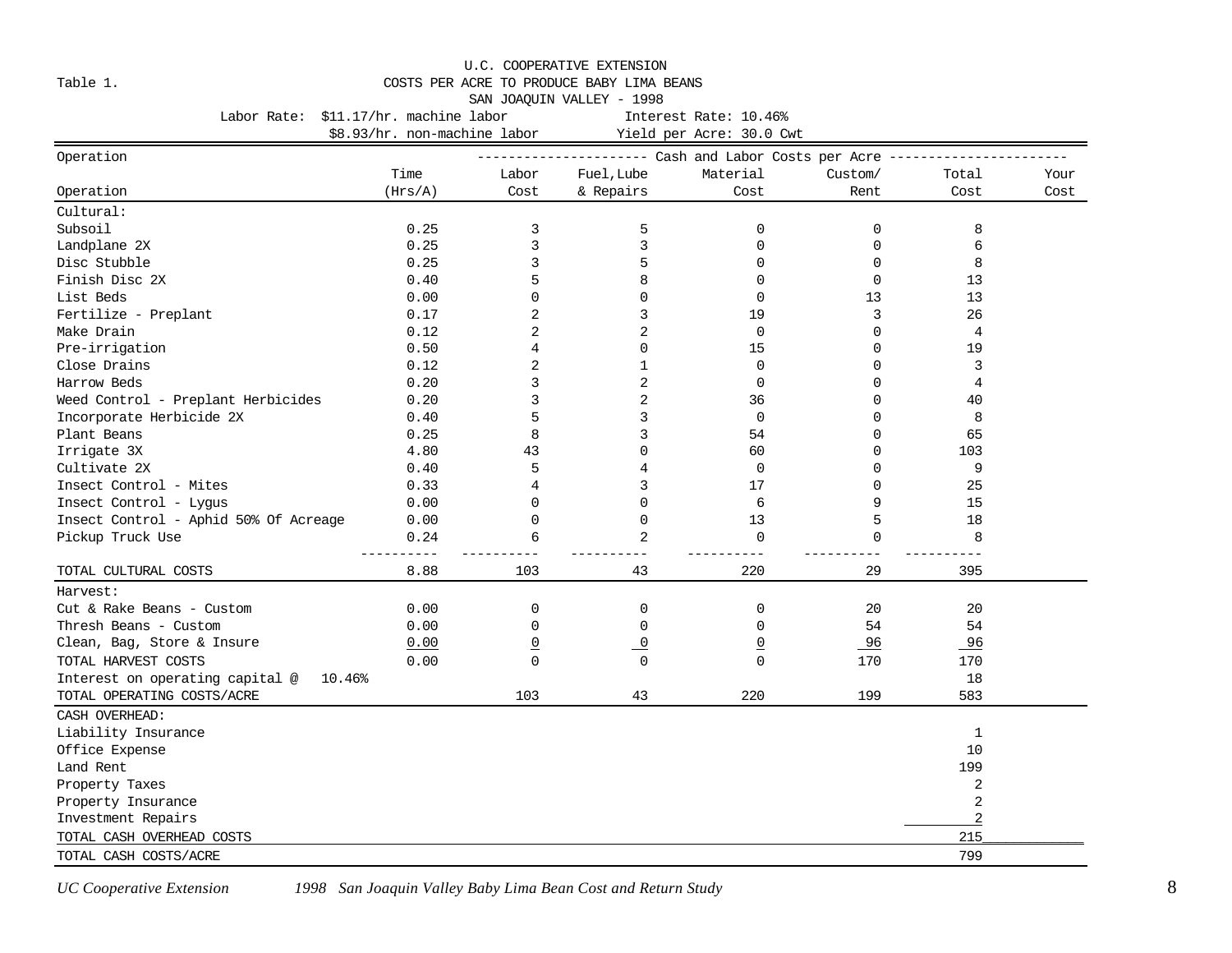U.C. COOPERATIVE EXTENSION

Table 1. COSTS PER ACRE TO PRODUCE BABY LIMA BEANS

SAN JOAQUIN VALLEY - 1998

Labor Rate: $11.17/hr. machine labor — Interest Rate: 10.46%

$8.93/hr. non-machine labor — Yield per Acre: 30.0 Cwt

| Operation | Time (Hrs/A) | Labor Cost | Fuel, Lube & Repairs | Material Cost | Custom/ Rent | Total Cost | Your Cost |
|---|---|---|---|---|---|---|---|
| | | Cash and Labor Costs per Acre | | | | | |
| **Cultural:** | | | | | | | |
| Subsoil | 0.25 | 3 | 5 | 0 | 0 | 8 | |
| Landplane 2X | 0.25 | 3 | 3 | 0 | 0 | 6 | |
| Disc Stubble | 0.25 | 3 | 5 | 0 | 0 | 8 | |
| Finish Disc 2X | 0.40 | 5 | 8 | 0 | 0 | 13 | |
| List Beds | 0.00 | 0 | 0 | 0 | 13 | 13 | |
| Fertilize - Preplant | 0.17 | 2 | 3 | 19 | 3 | 26 | |
| Make Drain | 0.12 | 2 | 2 | 0 | 0 | 4 | |
| Pre-irrigation | 0.50 | 4 | 0 | 15 | 0 | 19 | |
| Close Drains | 0.12 | 2 | 1 | 0 | 0 | 3 | |
| Harrow Beds | 0.20 | 3 | 2 | 0 | 0 | 4 | |
| Weed Control - Preplant Herbicides | 0.20 | 3 | 2 | 36 | 0 | 40 | |
| Incorporate Herbicide 2X | 0.40 | 5 | 3 | 0 | 0 | 8 | |
| Plant Beans | 0.25 | 8 | 3 | 54 | 0 | 65 | |
| Irrigate 3X | 4.80 | 43 | 0 | 60 | 0 | 103 | |
| Cultivate 2X | 0.40 | 5 | 4 | 0 | 0 | 9 | |
| Insect Control - Mites | 0.33 | 4 | 3 | 17 | 0 | 25 | |
| Insect Control - Lygus | 0.00 | 0 | 0 | 6 | 9 | 15 | |
| Insect Control - Aphid 50% Of Acreage | 0.00 | 0 | 0 | 13 | 5 | 18 | |
| Pickup Truck Use | 0.24 | 6 | 2 | 0 | 0 | 8 | |
| TOTAL CULTURAL COSTS | 8.88 | 103 | 43 | 220 | 29 | 395 | |
| **Harvest:** | | | | | | | |
| Cut & Rake Beans - Custom | 0.00 | 0 | 0 | 0 | 20 | 20 | |
| Thresh Beans - Custom | 0.00 | 0 | 0 | 0 | 54 | 54 | |
| Clean, Bag, Store & Insure | 0.00 | 0 | 0 | 0 | 96 | 96 | |
| TOTAL HARVEST COSTS | 0.00 | 0 | 0 | 0 | 170 | 170 | |
| Interest on operating capital @ 10.46% | | | | | | 18 | |
| TOTAL OPERATING COSTS/ACRE | | 103 | 43 | 220 | 199 | 583 | |
| **CASH OVERHEAD:** | | | | | | | |
| Liability Insurance | | | | | | 1 | |
| Office Expense | | | | | | 10 | |
| Land Rent | | | | | | 199 | |
| Property Taxes | | | | | | 2 | |
| Property Insurance | | | | | | 2 | |
| Investment Repairs | | | | | | 2 | |
| TOTAL CASH OVERHEAD COSTS | | | | | | 215 | |
| TOTAL CASH COSTS/ACRE | | | | | | 799 | |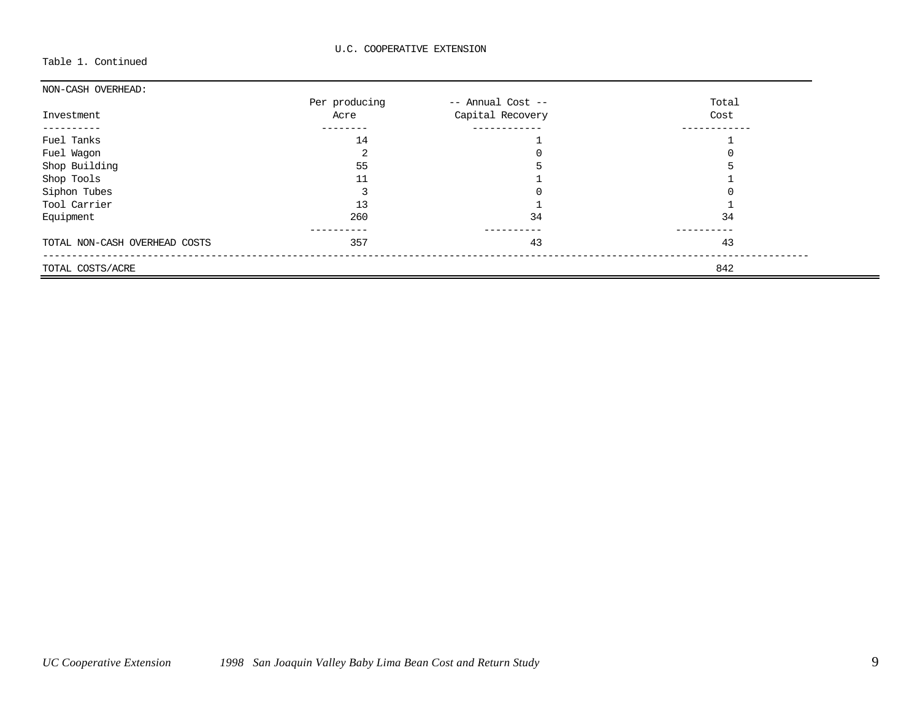Table 1. Continued

NON-CASH OVERHEAD:

| Investment | Per producing Acre | -- Annual Cost -- Capital Recovery | Total Cost |
|---|---|---|---|
| Fuel Tanks | 14 | 1 | 1 |
| Fuel Wagon | 2 | 0 | 0 |
| Shop Building | 55 | 5 | 5 |
| Shop Tools | 11 | 1 | 1 |
| Siphon Tubes | 3 | 0 | 0 |
| Tool Carrier | 13 | 1 | 1 |
| Equipment | 260 | 34 | 34 |
| TOTAL NON-CASH OVERHEAD COSTS | 357 | 43 | 43 |
| TOTAL COSTS/ACRE | | | 842 |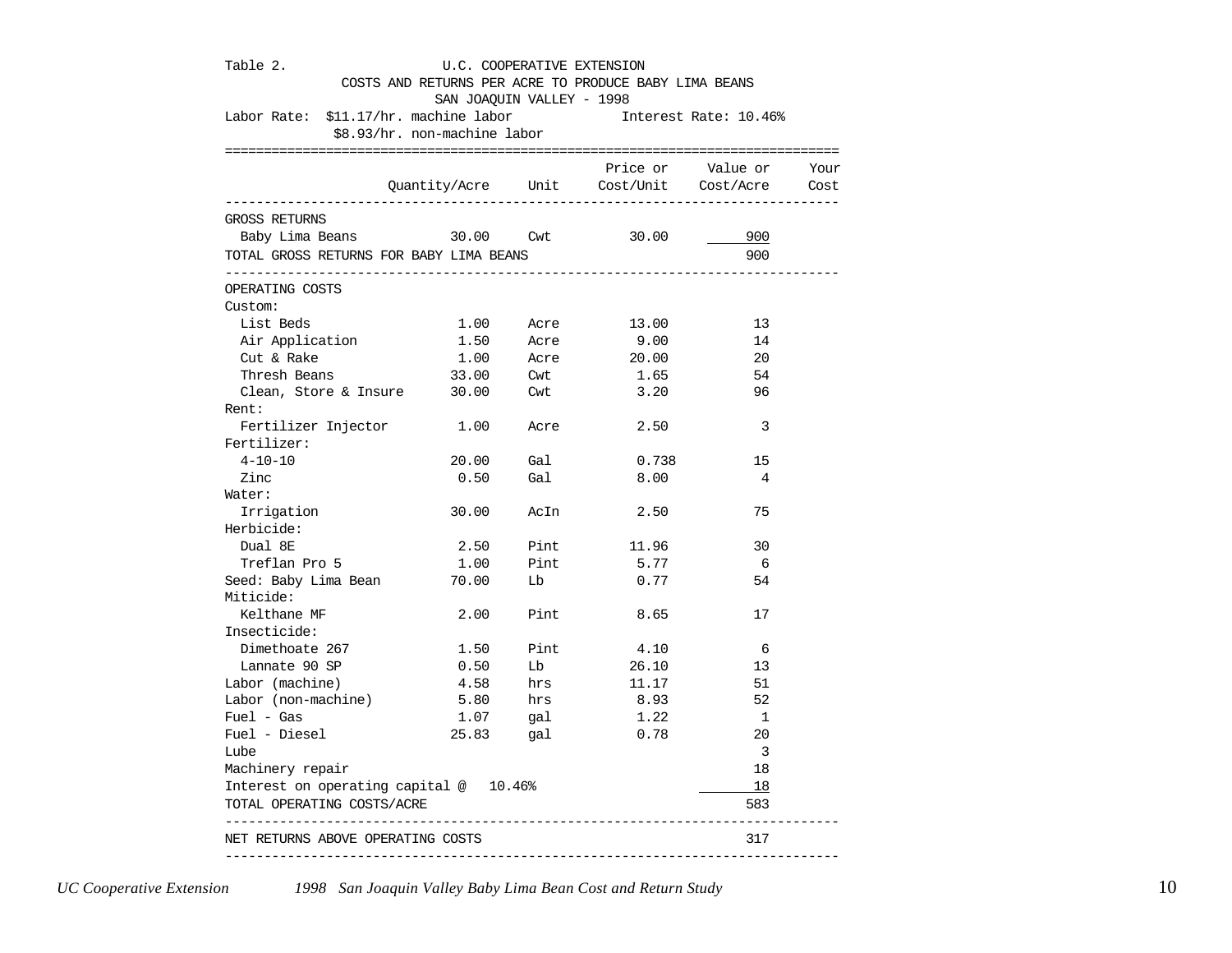Table 2. U.C. COOPERATIVE EXTENSION

COSTS AND RETURNS PER ACRE TO PRODUCE BABY LIMA BEANS

SAN JOAQUIN VALLEY - 1998

Labor Rate: $11.17/hr. machine labor
$8.93/hr. non-machine labor

Interest Rate: 10.46%

| | Quantity/Acre | Unit | Price or Cost/Unit | Value or Cost/Acre | Your Cost |
|---|---|---|---|---|---|
| GROSS RETURNS | | | | | |
| Baby Lima Beans | 30.00 | Cwt | 30.00 | 900 | |
| TOTAL GROSS RETURNS FOR BABY LIMA BEANS | | | | 900 | |
| OPERATING COSTS | | | | | |
| Custom: | | | | | |
| List Beds | 1.00 | Acre | 13.00 | 13 | |
| Air Application | 1.50 | Acre | 9.00 | 14 | |
| Cut & Rake | 1.00 | Acre | 20.00 | 20 | |
| Thresh Beans | 33.00 | Cwt | 1.65 | 54 | |
| Clean, Store & Insure | 30.00 | Cwt | 3.20 | 96 | |
| Rent: | | | | | |
| Fertilizer Injector | 1.00 | Acre | 2.50 | 3 | |
| Fertilizer: | | | | | |
| 4-10-10 | 20.00 | Gal | 0.738 | 15 | |
| Zinc | 0.50 | Gal | 8.00 | 4 | |
| Water: | | | | | |
| Irrigation | 30.00 | AcIn | 2.50 | 75 | |
| Herbicide: | | | | | |
| Dual 8E | 2.50 | Pint | 11.96 | 30 | |
| Treflan Pro 5 | 1.00 | Pint | 5.77 | 6 | |
| Seed: Baby Lima Bean | 70.00 | Lb | 0.77 | 54 | |
| Miticide: | | | | | |
| Kelthane MF | 2.00 | Pint | 8.65 | 17 | |
| Insecticide: | | | | | |
| Dimethoate 267 | 1.50 | Pint | 4.10 | 6 | |
| Lannate 90 SP | 0.50 | Lb | 26.10 | 13 | |
| Labor (machine) | 4.58 | hrs | 11.17 | 51 | |
| Labor (non-machine) | 5.80 | hrs | 8.93 | 52 | |
| Fuel - Gas | 1.07 | gal | 1.22 | 1 | |
| Fuel - Diesel | 25.83 | gal | 0.78 | 20 | |
| Lube | | | | 3 | |
| Machinery repair | | | | 18 | |
| Interest on operating capital @ 10.46% | | | | 18 | |
| TOTAL OPERATING COSTS/ACRE | | | | 583 | |
| NET RETURNS ABOVE OPERATING COSTS | | | | 317 | |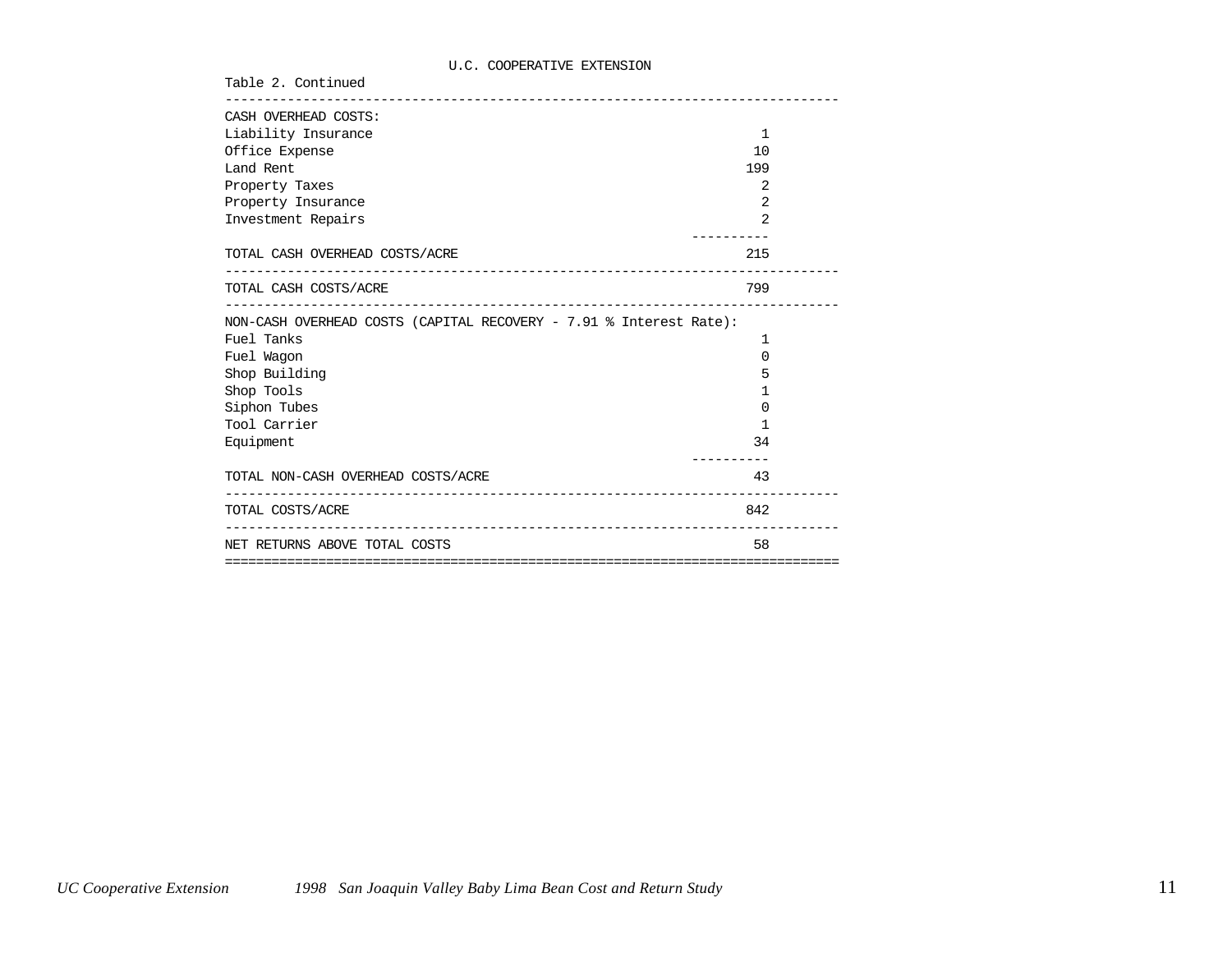U.C. COOPERATIVE EXTENSION

Table 2. Continued

| | |
|---|---|
| CASH OVERHEAD COSTS: | |
| Liability Insurance | 1 |
| Office Expense | 10 |
| Land Rent | 199 |
| Property Taxes | 2 |
| Property Insurance | 2 |
| Investment Repairs | 2 |
| TOTAL CASH OVERHEAD COSTS/ACRE | 215 |
| TOTAL CASH COSTS/ACRE | 799 |
| NON-CASH OVERHEAD COSTS (CAPITAL RECOVERY - 7.91 % Interest Rate): | |
| Fuel Tanks | 1 |
| Fuel Wagon | 0 |
| Shop Building | 5 |
| Shop Tools | 1 |
| Siphon Tubes | 0 |
| Tool Carrier | 1 |
| Equipment | 34 |
| TOTAL NON-CASH OVERHEAD COSTS/ACRE | 43 |
| TOTAL COSTS/ACRE | 842 |
| NET RETURNS ABOVE TOTAL COSTS | 58 |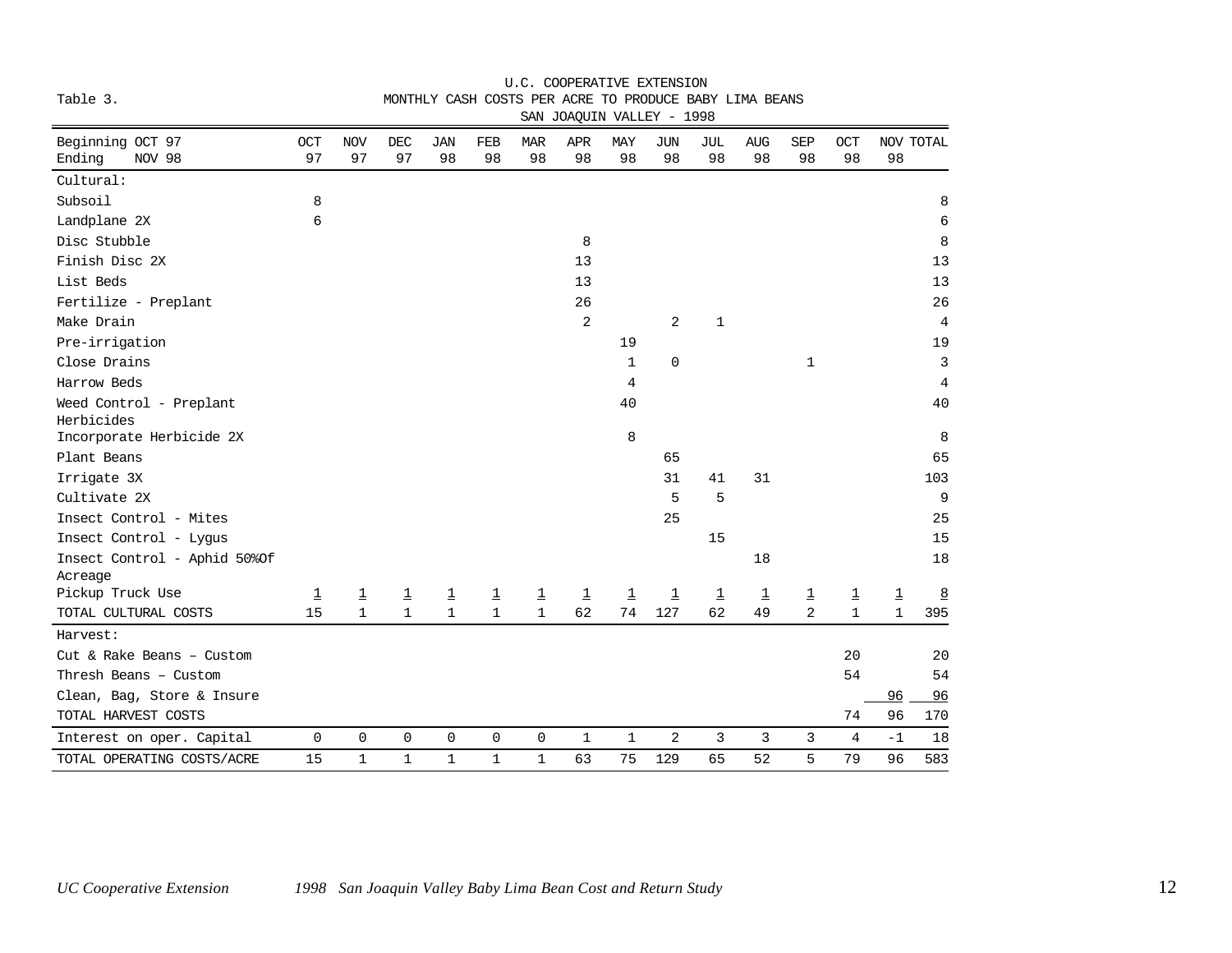U.C. COOPERATIVE EXTENSION

Table 3. MONTHLY CASH COSTS PER ACRE TO PRODUCE BABY LIMA BEANS

SAN JOAQUIN VALLEY - 1998

| Beginning OCT 97 / Ending NOV 98 | OCT 97 | NOV 97 | DEC 97 | JAN 98 | FEB 98 | MAR 98 | APR 98 | MAY 98 | JUN 98 | JUL 98 | AUG 98 | SEP 98 | OCT 98 | NOV 98 | TOTAL |
|---|---|---|---|---|---|---|---|---|---|---|---|---|---|---|---|
| Cultural: | | | | | | | | | | | | | | | |
| Subsoil | 8 | | | | | | | | | | | | | | 8 |
| Landplane 2X | 6 | | | | | | | | | | | | | | 6 |
| Disc Stubble | | | | | | | 8 | | | | | | | | 8 |
| Finish Disc 2X | | | | | | | 13 | | | | | | | | 13 |
| List Beds | | | | | | | 13 | | | | | | | | 13 |
| Fertilize - Preplant | | | | | | | 26 | | | | | | | | 26 |
| Make Drain | | | | | | | 2 | | 2 | 1 | | | | | 4 |
| Pre-irrigation | | | | | | | | 19 | | | | | | | 19 |
| Close Drains | | | | | | | | 1 | 0 | | | 1 | | | 3 |
| Harrow Beds | | | | | | | | 4 | | | | | | | 4 |
| Weed Control - Preplant Herbicides | | | | | | | | 40 | | | | | | | 40 |
| Incorporate Herbicide 2X | | | | | | | | 8 | | | | | | | 8 |
| Plant Beans | | | | | | | | | 65 | | | | | | 65 |
| Irrigate 3X | | | | | | | | | 31 | 41 | 31 | | | | 103 |
| Cultivate 2X | | | | | | | | | 5 | 5 | | | | | 9 |
| Insect Control - Mites | | | | | | | | | 25 | | | | | | 25 |
| Insect Control - Lygus | | | | | | | | | | 15 | | | | | 15 |
| Insect Control - Aphid 50%Of Acreage | | | | | | | | | | | 18 | | | | 18 |
| Pickup Truck Use | 1 | 1 | 1 | 1 | 1 | 1 | 1 | 1 | 1 | 1 | 1 | 1 | 1 | 1 | 8 |
| TOTAL CULTURAL COSTS | 15 | 1 | 1 | 1 | 1 | 1 | 62 | 74 | 127 | 62 | 49 | 2 | 1 | 1 | 395 |
| Harvest: | | | | | | | | | | | | | | | |
| Cut & Rake Beans – Custom | | | | | | | | | | | | | 20 | | 20 |
| Thresh Beans – Custom | | | | | | | | | | | | | 54 | | 54 |
| Clean, Bag, Store & Insure | | | | | | | | | | | | | | 96 | 96 |
| TOTAL HARVEST COSTS | | | | | | | | | | | | | 74 | 96 | 170 |
| Interest on oper. Capital | 0 | 0 | 0 | 0 | 0 | 0 | 1 | 1 | 2 | 3 | 3 | 3 | 4 | -1 | 18 |
| TOTAL OPERATING COSTS/ACRE | 15 | 1 | 1 | 1 | 1 | 1 | 63 | 75 | 129 | 65 | 52 | 5 | 79 | 96 | 583 |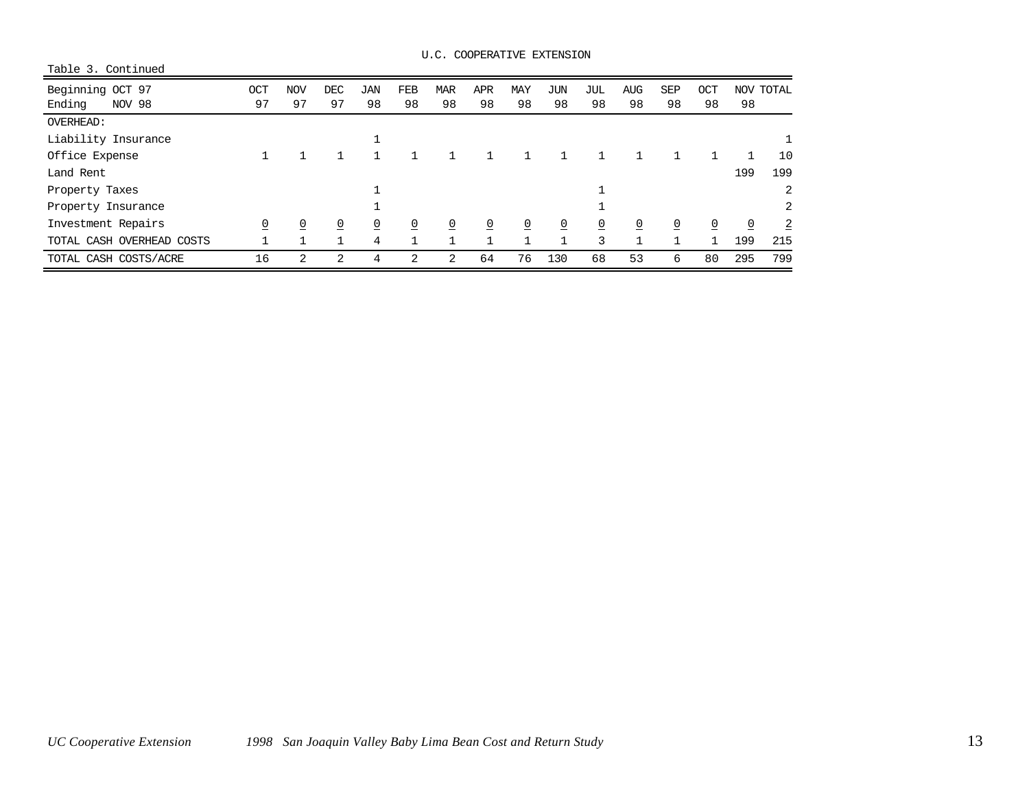U.C. COOPERATIVE EXTENSION

Table 3. Continued

| Beginning OCT 97<br>Ending NOV 98 | OCT<br>97 | NOV<br>97 | DEC<br>97 | JAN<br>98 | FEB<br>98 | MAR<br>98 | APR<br>98 | MAY<br>98 | JUN<br>98 | JUL<br>98 | AUG<br>98 | SEP<br>98 | OCT<br>98 | NOV<br>98 | TOTAL |
|---|---|---|---|---|---|---|---|---|---|---|---|---|---|---|---|
| OVERHEAD: | | | | | | | | | | | | | | | |
| Liability Insurance | | | | 1 | | | | | | | | | | | 1 |
| Office Expense | 1 | 1 | 1 | 1 | 1 | 1 | 1 | 1 | 1 | 1 | 1 | 1 | 1 | 1 | 10 |
| Land Rent | | | | | | | | | | | | | | 199 | 199 |
| Property Taxes | | | | 1 | | | | | | 1 | | | | | 2 |
| Property Insurance | | | | 1 | | | | | | 1 | | | | | 2 |
| Investment Repairs | 0 | 0 | 0 | 0 | 0 | 0 | 0 | 0 | 0 | 0 | 0 | 0 | 0 | 0 | 2 |
| TOTAL CASH OVERHEAD COSTS | 1 | 1 | 1 | 4 | 1 | 1 | 1 | 1 | 1 | 3 | 1 | 1 | 1 | 199 | 215 |
| TOTAL CASH COSTS/ACRE | 16 | 2 | 2 | 4 | 2 | 2 | 64 | 76 | 130 | 68 | 53 | 6 | 80 | 295 | 799 |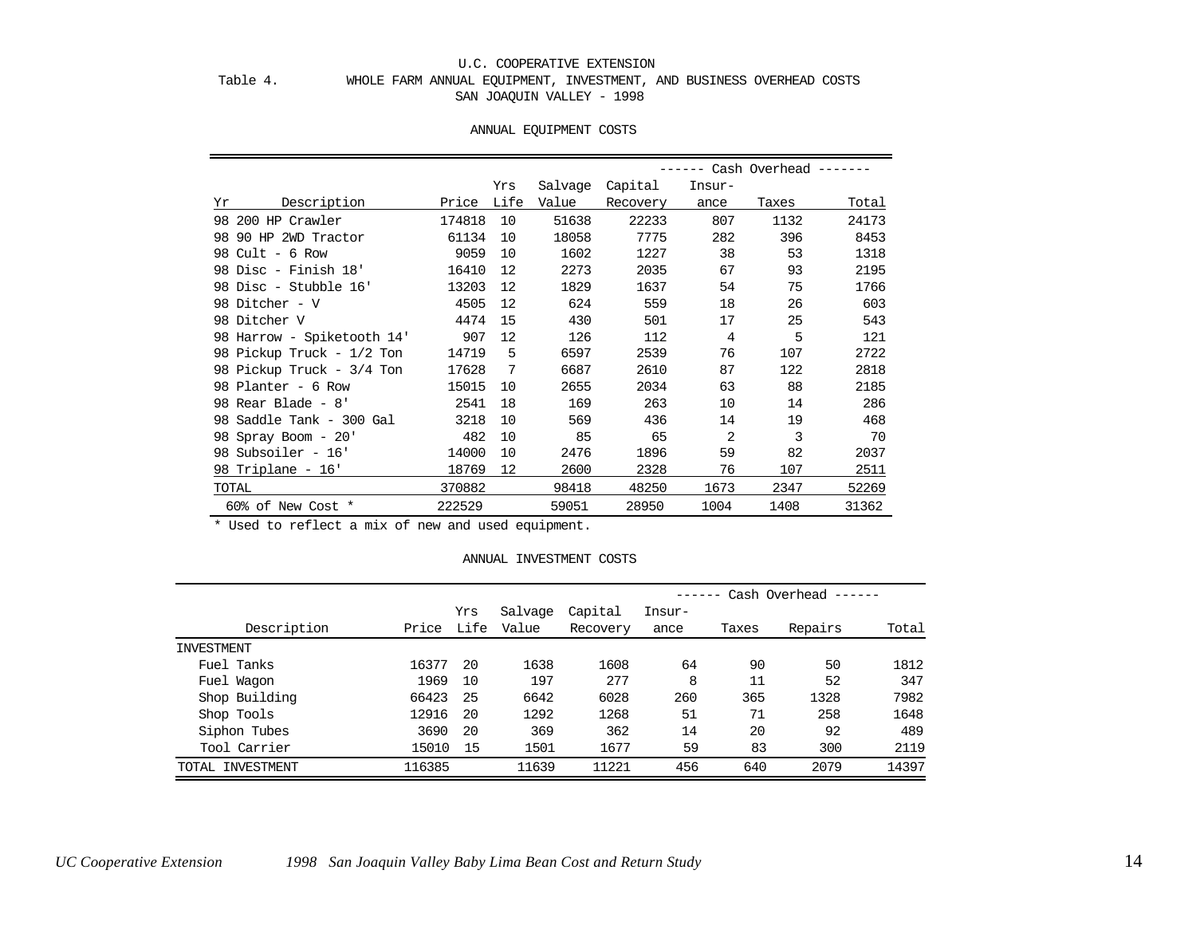U.C. COOPERATIVE EXTENSION

Table 4. WHOLE FARM ANNUAL EQUIPMENT, INVESTMENT, AND BUSINESS OVERHEAD COSTS

SAN JOAQUIN VALLEY - 1998

ANNUAL EQUIPMENT COSTS

| | | | | | | ------ Cash Overhead ------- | | |
|---|---|---|---|---|---|---|---|---|
| Yr | Description | Price | Yrs Life | Salvage Value | Capital Recovery | Insur-ance | Taxes | Total |
| 98 | 200 HP Crawler | 174818 | 10 | 51638 | 22233 | 807 | 1132 | 24173 |
| 98 | 90 HP 2WD Tractor | 61134 | 10 | 18058 | 7775 | 282 | 396 | 8453 |
| 98 | Cult - 6 Row | 9059 | 10 | 1602 | 1227 | 38 | 53 | 1318 |
| 98 | Disc - Finish 18' | 16410 | 12 | 2273 | 2035 | 67 | 93 | 2195 |
| 98 | Disc - Stubble 16' | 13203 | 12 | 1829 | 1637 | 54 | 75 | 1766 |
| 98 | Ditcher - V | 4505 | 12 | 624 | 559 | 18 | 26 | 603 |
| 98 | Ditcher V | 4474 | 15 | 430 | 501 | 17 | 25 | 543 |
| 98 | Harrow - Spiketooth 14' | 907 | 12 | 126 | 112 | 4 | 5 | 121 |
| 98 | Pickup Truck - 1/2 Ton | 14719 | 5 | 6597 | 2539 | 76 | 107 | 2722 |
| 98 | Pickup Truck - 3/4 Ton | 17628 | 7 | 6687 | 2610 | 87 | 122 | 2818 |
| 98 | Planter - 6 Row | 15015 | 10 | 2655 | 2034 | 63 | 88 | 2185 |
| 98 | Rear Blade - 8' | 2541 | 18 | 169 | 263 | 10 | 14 | 286 |
| 98 | Saddle Tank - 300 Gal | 3218 | 10 | 569 | 436 | 14 | 19 | 468 |
| 98 | Spray Boom - 20' | 482 | 10 | 85 | 65 | 2 | 3 | 70 |
| 98 | Subsoiler - 16' | 14000 | 10 | 2476 | 1896 | 59 | 82 | 2037 |
| 98 | Triplane - 16' | 18769 | 12 | 2600 | 2328 | 76 | 107 | 2511 |
| TOTAL | | 370882 | | 98418 | 48250 | 1673 | 2347 | 52269 |
| 60% of New Cost * | | 222529 | | 59051 | 28950 | 1004 | 1408 | 31362 |

* Used to reflect a mix of new and used equipment.

ANNUAL INVESTMENT COSTS

| | | | | | ------ Cash Overhead ------ | | | |
|---|---|---|---|---|---|---|---|---|
| Description | Price | Yrs Life | Salvage Value | Capital Recovery | Insur-ance | Taxes | Repairs | Total |
| INVESTMENT | | | | | | | | |
| Fuel Tanks | 16377 | 20 | 1638 | 1608 | 64 | 90 | 50 | 1812 |
| Fuel Wagon | 1969 | 10 | 197 | 277 | 8 | 11 | 52 | 347 |
| Shop Building | 66423 | 25 | 6642 | 6028 | 260 | 365 | 1328 | 7982 |
| Shop Tools | 12916 | 20 | 1292 | 1268 | 51 | 71 | 258 | 1648 |
| Siphon Tubes | 3690 | 20 | 369 | 362 | 14 | 20 | 92 | 489 |
| Tool Carrier | 15010 | 15 | 1501 | 1677 | 59 | 83 | 300 | 2119 |
| TOTAL INVESTMENT | 116385 | | 11639 | 11221 | 456 | 640 | 2079 | 14397 |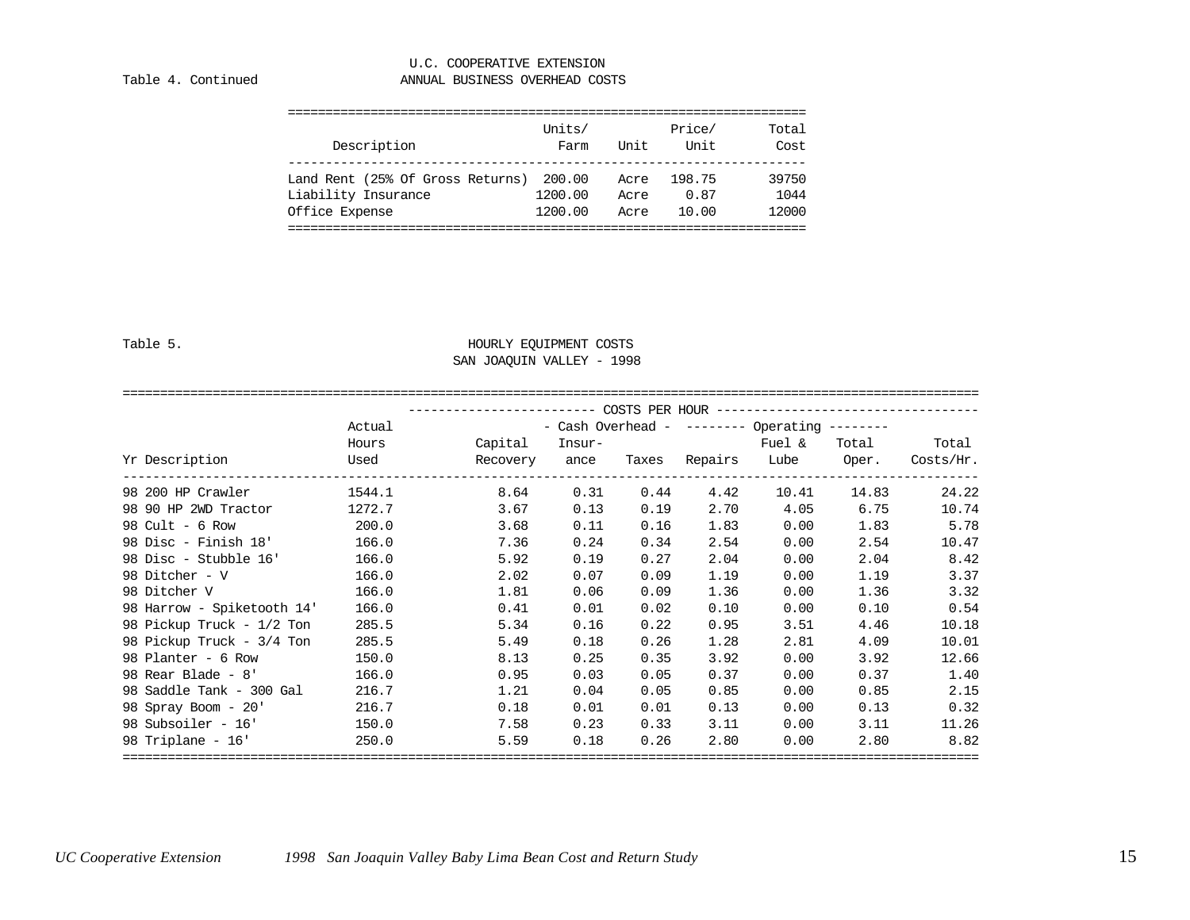U.C. COOPERATIVE EXTENSION

Table 4. Continued — ANNUAL BUSINESS OVERHEAD COSTS

| Description | Units/ Farm | Unit | Price/ Unit | Total Cost |
|---|---|---|---|---|
| Land Rent (25% Of Gross Returns) | 200.00 | Acre | 198.75 | 39750 |
| Liability Insurance | 1200.00 | Acre | 0.87 | 1044 |
| Office Expense | 1200.00 | Acre | 10.00 | 12000 |

Table 5. HOURLY EQUIPMENT COSTS
SAN JOAQUIN VALLEY - 1998

| | | COSTS PER HOUR | | | | | | |
|---|---|---|---|---|---|---|---|---|
| | Actual | | - Cash Overhead - | | -------- Operating -------- | | | |
| Yr Description | Hours Used | Capital Recovery | Insur-ance | Taxes | Repairs | Fuel & Lube | Total Oper. | Total Costs/Hr. |
| 98 200 HP Crawler | 1544.1 | 8.64 | 0.31 | 0.44 | 4.42 | 10.41 | 14.83 | 24.22 |
| 98 90 HP 2WD Tractor | 1272.7 | 3.67 | 0.13 | 0.19 | 2.70 | 4.05 | 6.75 | 10.74 |
| 98 Cult - 6 Row | 200.0 | 3.68 | 0.11 | 0.16 | 1.83 | 0.00 | 1.83 | 5.78 |
| 98 Disc - Finish 18' | 166.0 | 7.36 | 0.24 | 0.34 | 2.54 | 0.00 | 2.54 | 10.47 |
| 98 Disc - Stubble 16' | 166.0 | 5.92 | 0.19 | 0.27 | 2.04 | 0.00 | 2.04 | 8.42 |
| 98 Ditcher - V | 166.0 | 2.02 | 0.07 | 0.09 | 1.19 | 0.00 | 1.19 | 3.37 |
| 98 Ditcher V | 166.0 | 1.81 | 0.06 | 0.09 | 1.36 | 0.00 | 1.36 | 3.32 |
| 98 Harrow - Spiketooth 14' | 166.0 | 0.41 | 0.01 | 0.02 | 0.10 | 0.00 | 0.10 | 0.54 |
| 98 Pickup Truck - 1/2 Ton | 285.5 | 5.34 | 0.16 | 0.22 | 0.95 | 3.51 | 4.46 | 10.18 |
| 98 Pickup Truck - 3/4 Ton | 285.5 | 5.49 | 0.18 | 0.26 | 1.28 | 2.81 | 4.09 | 10.01 |
| 98 Planter - 6 Row | 150.0 | 8.13 | 0.25 | 0.35 | 3.92 | 0.00 | 3.92 | 12.66 |
| 98 Rear Blade - 8' | 166.0 | 0.95 | 0.03 | 0.05 | 0.37 | 0.00 | 0.37 | 1.40 |
| 98 Saddle Tank - 300 Gal | 216.7 | 1.21 | 0.04 | 0.05 | 0.85 | 0.00 | 0.85 | 2.15 |
| 98 Spray Boom - 20' | 216.7 | 0.18 | 0.01 | 0.01 | 0.13 | 0.00 | 0.13 | 0.32 |
| 98 Subsoiler - 16' | 150.0 | 7.58 | 0.23 | 0.33 | 3.11 | 0.00 | 3.11 | 11.26 |
| 98 Triplane - 16' | 250.0 | 5.59 | 0.18 | 0.26 | 2.80 | 0.00 | 2.80 | 8.82 |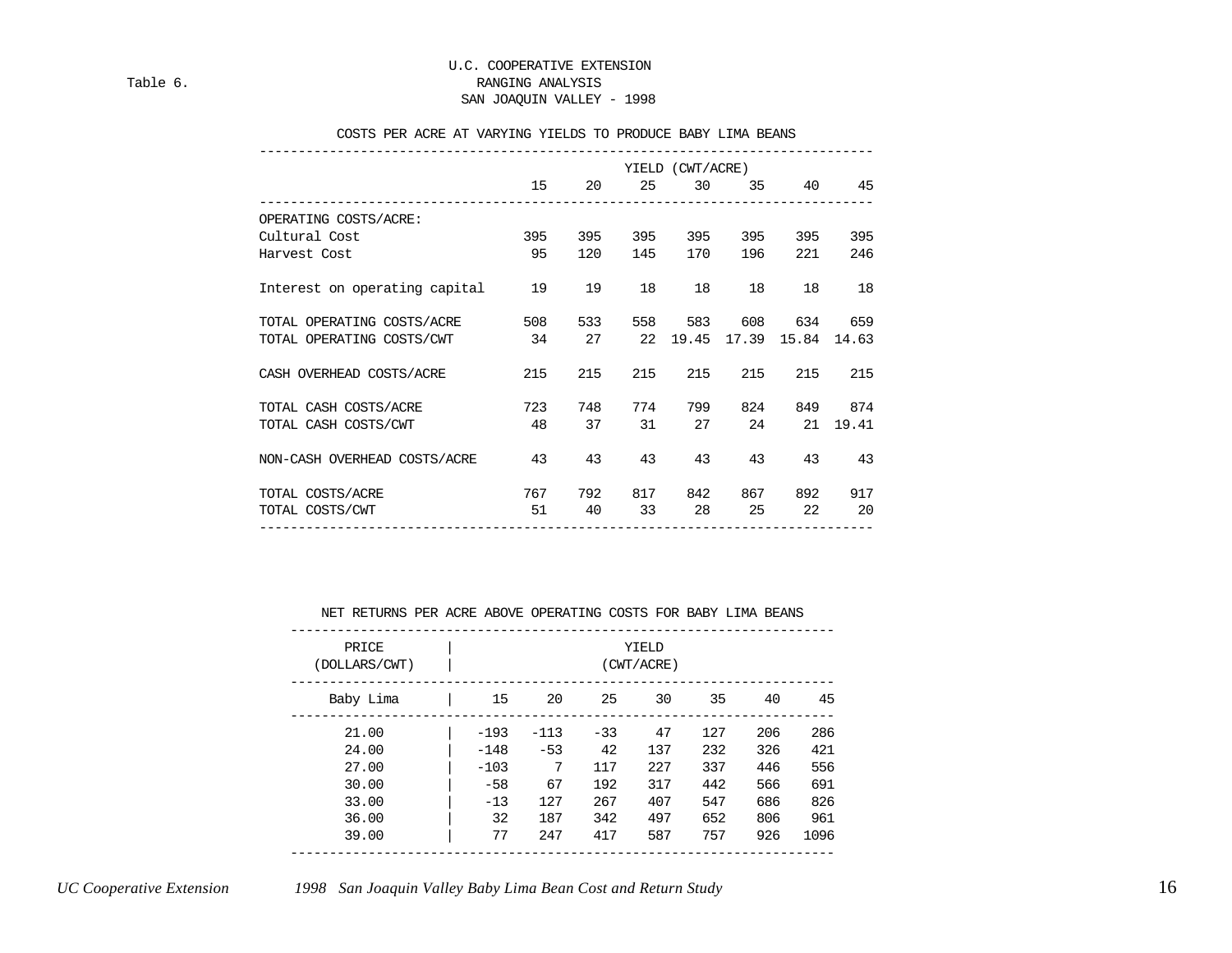Table 6.

# U.C. COOPERATIVE EXTENSION
## RANGING ANALYSIS
## SAN JOAQUIN VALLEY - 1998

### COSTS PER ACRE AT VARYING YIELDS TO PRODUCE BABY LIMA BEANS

| | YIELD (CWT/ACRE) | | | | | | |
|---|---|---|---|---|---|---|---|
| | 15 | 20 | 25 | 30 | 35 | 40 | 45 |
| OPERATING COSTS/ACRE: | | | | | | | |
| Cultural Cost | 395 | 395 | 395 | 395 | 395 | 395 | 395 |
| Harvest Cost | 95 | 120 | 145 | 170 | 196 | 221 | 246 |
| Interest on operating capital | 19 | 19 | 18 | 18 | 18 | 18 | 18 |
| TOTAL OPERATING COSTS/ACRE | 508 | 533 | 558 | 583 | 608 | 634 | 659 |
| TOTAL OPERATING COSTS/CWT | 34 | 27 | 22 | 19.45 | 17.39 | 15.84 | 14.63 |
| CASH OVERHEAD COSTS/ACRE | 215 | 215 | 215 | 215 | 215 | 215 | 215 |
| TOTAL CASH COSTS/ACRE | 723 | 748 | 774 | 799 | 824 | 849 | 874 |
| TOTAL CASH COSTS/CWT | 48 | 37 | 31 | 27 | 24 | 21 | 19.41 |
| NON-CASH OVERHEAD COSTS/ACRE | 43 | 43 | 43 | 43 | 43 | 43 | 43 |
| TOTAL COSTS/ACRE | 767 | 792 | 817 | 842 | 867 | 892 | 917 |
| TOTAL COSTS/CWT | 51 | 40 | 33 | 28 | 25 | 22 | 20 |

### NET RETURNS PER ACRE ABOVE OPERATING COSTS FOR BABY LIMA BEANS

| PRICE (DOLLARS/CWT) | YIELD (CWT/ACRE) | | | | | | |
|---|---|---|---|---|---|---|---|
| Baby Lima | 15 | 20 | 25 | 30 | 35 | 40 | 45 |
| 21.00 | -193 | -113 | -33 | 47 | 127 | 206 | 286 |
| 24.00 | -148 | -53 | 42 | 137 | 232 | 326 | 421 |
| 27.00 | -103 | 7 | 117 | 227 | 337 | 446 | 556 |
| 30.00 | -58 | 67 | 192 | 317 | 442 | 566 | 691 |
| 33.00 | -13 | 127 | 267 | 407 | 547 | 686 | 826 |
| 36.00 | 32 | 187 | 342 | 497 | 652 | 806 | 961 |
| 39.00 | 77 | 247 | 417 | 587 | 757 | 926 | 1096 |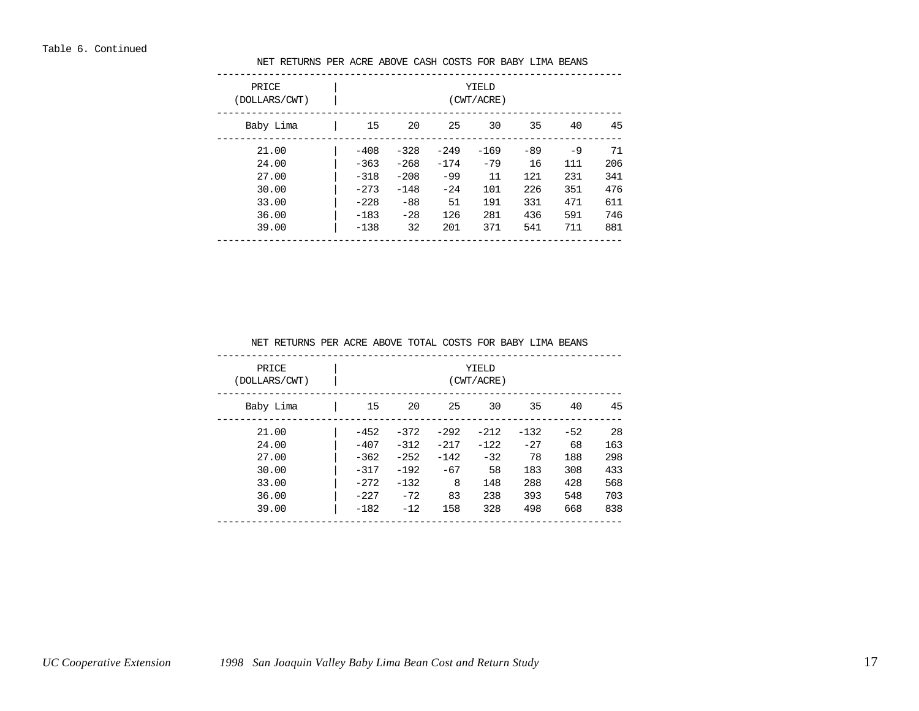Table 6. Continued

NET RETURNS PER ACRE ABOVE CASH COSTS FOR BABY LIMA BEANS

| PRICE (DOLLARS/CWT) | YIELD (CWT/ACRE) | | | | | | |
|---|---|---|---|---|---|---|---|
| Baby Lima | 15 | 20 | 25 | 30 | 35 | 40 | 45 |
| 21.00 | -408 | -328 | -249 | -169 | -89 | -9 | 71 |
| 24.00 | -363 | -268 | -174 | -79 | 16 | 111 | 206 |
| 27.00 | -318 | -208 | -99 | 11 | 121 | 231 | 341 |
| 30.00 | -273 | -148 | -24 | 101 | 226 | 351 | 476 |
| 33.00 | -228 | -88 | 51 | 191 | 331 | 471 | 611 |
| 36.00 | -183 | -28 | 126 | 281 | 436 | 591 | 746 |
| 39.00 | -138 | 32 | 201 | 371 | 541 | 711 | 881 |

NET RETURNS PER ACRE ABOVE TOTAL COSTS FOR BABY LIMA BEANS

| PRICE (DOLLARS/CWT) | YIELD (CWT/ACRE) | | | | | | |
|---|---|---|---|---|---|---|---|
| Baby Lima | 15 | 20 | 25 | 30 | 35 | 40 | 45 |
| 21.00 | -452 | -372 | -292 | -212 | -132 | -52 | 28 |
| 24.00 | -407 | -312 | -217 | -122 | -27 | 68 | 163 |
| 27.00 | -362 | -252 | -142 | -32 | 78 | 188 | 298 |
| 30.00 | -317 | -192 | -67 | 58 | 183 | 308 | 433 |
| 33.00 | -272 | -132 | 8 | 148 | 288 | 428 | 568 |
| 36.00 | -227 | -72 | 83 | 238 | 393 | 548 | 703 |
| 39.00 | -182 | -12 | 158 | 328 | 498 | 668 | 838 |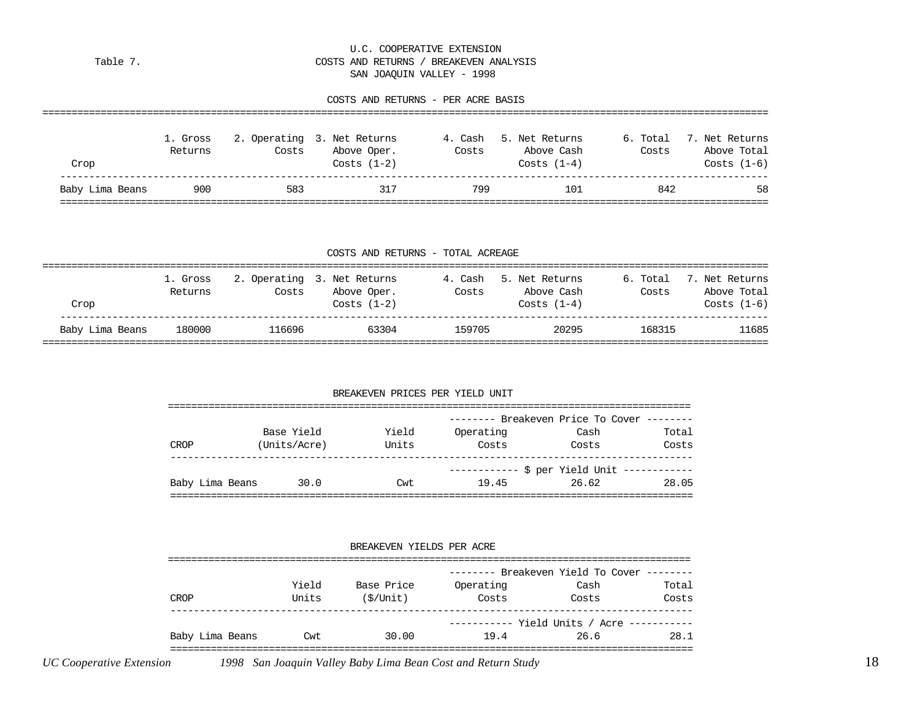U.C. COOPERATIVE EXTENSION

Table 7.

COSTS AND RETURNS / BREAKEVEN ANALYSIS

SAN JOAQUIN VALLEY - 1998

### COSTS AND RETURNS - PER ACRE BASIS

| Crop | 1. Gross Returns | 2. Operating Costs | 3. Net Returns Above Oper. Costs (1-2) | 4. Cash Costs | 5. Net Returns Above Cash Costs (1-4) | 6. Total Costs | 7. Net Returns Above Total Costs (1-6) |
|---|---|---|---|---|---|---|---|
| Baby Lima Beans | 900 | 583 | 317 | 799 | 101 | 842 | 58 |

### COSTS AND RETURNS - TOTAL ACREAGE

| Crop | 1. Gross Returns | 2. Operating Costs | 3. Net Returns Above Oper. Costs (1-2) | 4. Cash Costs | 5. Net Returns Above Cash Costs (1-4) | 6. Total Costs | 7. Net Returns Above Total Costs (1-6) |
|---|---|---|---|---|---|---|---|
| Baby Lima Beans | 180000 | 116696 | 63304 | 159705 | 20295 | 168315 | 11685 |

### BREAKEVEN PRICES PER YIELD UNIT

| | | | -------- Breakeven Price To Cover -------- | | |
|---|---|---|---|---|---|
| CROP | Base Yield (Units/Acre) | Yield Units | Operating Costs | Cash Costs | Total Costs |
| | | | ------------ $ per Yield Unit ------------ | | |
| Baby Lima Beans | 30.0 | Cwt | 19.45 | 26.62 | 28.05 |

### BREAKEVEN YIELDS PER ACRE

| | | | -------- Breakeven Yield To Cover -------- | | |
|---|---|---|---|---|---|
| CROP | Yield Units | Base Price ($/Unit) | Operating Costs | Cash Costs | Total Costs |
| | | | ----------- Yield Units / Acre ----------- | | |
| Baby Lima Beans | Cwt | 30.00 | 19.4 | 26.6 | 28.1 |